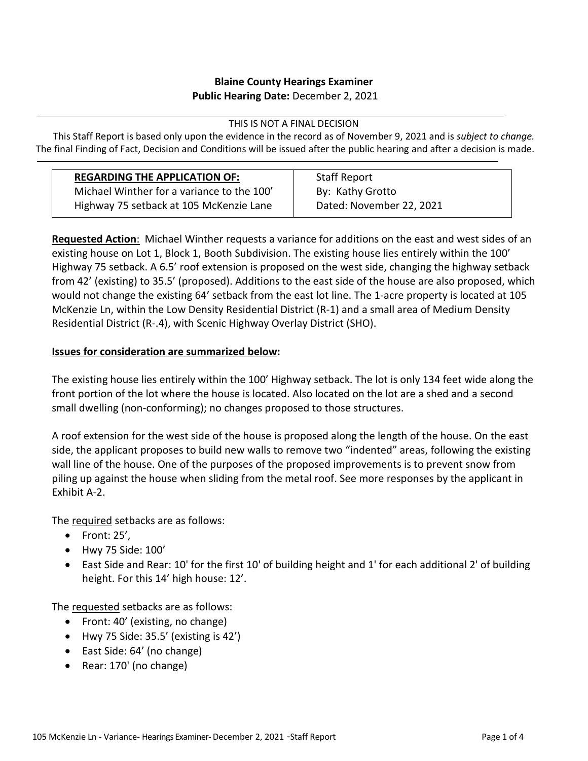**Blaine County Hearings Examiner**
**Public Hearing Date:** December 2, 2021

---

THIS IS NOT A FINAL DECISION

This Staff Report is based only upon the evidence in the record as of November 9, 2021 and is *subject to change.* The final Finding of Fact, Decision and Conditions will be issued after the public hearing and after a decision is made.

---

| **REGARDING THE APPLICATION OF:** Michael Winther for a variance to the 100' Highway 75 setback at 105 McKenzie Lane | Staff Report By: Kathy Grotto Dated: November 22, 2021 |
|---|---|

**Requested Action**: Michael Winther requests a variance for additions on the east and west sides of an existing house on Lot 1, Block 1, Booth Subdivision. The existing house lies entirely within the 100' Highway 75 setback. A 6.5' roof extension is proposed on the west side, changing the highway setback from 42' (existing) to 35.5' (proposed). Additions to the east side of the house are also proposed, which would not change the existing 64' setback from the east lot line. The 1-acre property is located at 105 McKenzie Ln, within the Low Density Residential District (R-1) and a small area of Medium Density Residential District (R-.4), with Scenic Highway Overlay District (SHO).

**Issues for consideration are summarized below:**

The existing house lies entirely within the 100' Highway setback. The lot is only 134 feet wide along the front portion of the lot where the house is located. Also located on the lot are a shed and a second small dwelling (non-conforming); no changes proposed to those structures.

A roof extension for the west side of the house is proposed along the length of the house. On the east side, the applicant proposes to build new walls to remove two "indented" areas, following the existing wall line of the house. One of the purposes of the proposed improvements is to prevent snow from piling up against the house when sliding from the metal roof. See more responses by the applicant in Exhibit A-2.

The required setbacks are as follows:

- Front: 25',
- Hwy 75 Side: 100'
- East Side and Rear: 10' for the first 10' of building height and 1' for each additional 2' of building height. For this 14' high house: 12'.

The requested setbacks are as follows:

- Front: 40' (existing, no change)
- Hwy 75 Side: 35.5' (existing is 42')
- East Side: 64' (no change)
- Rear: 170' (no change)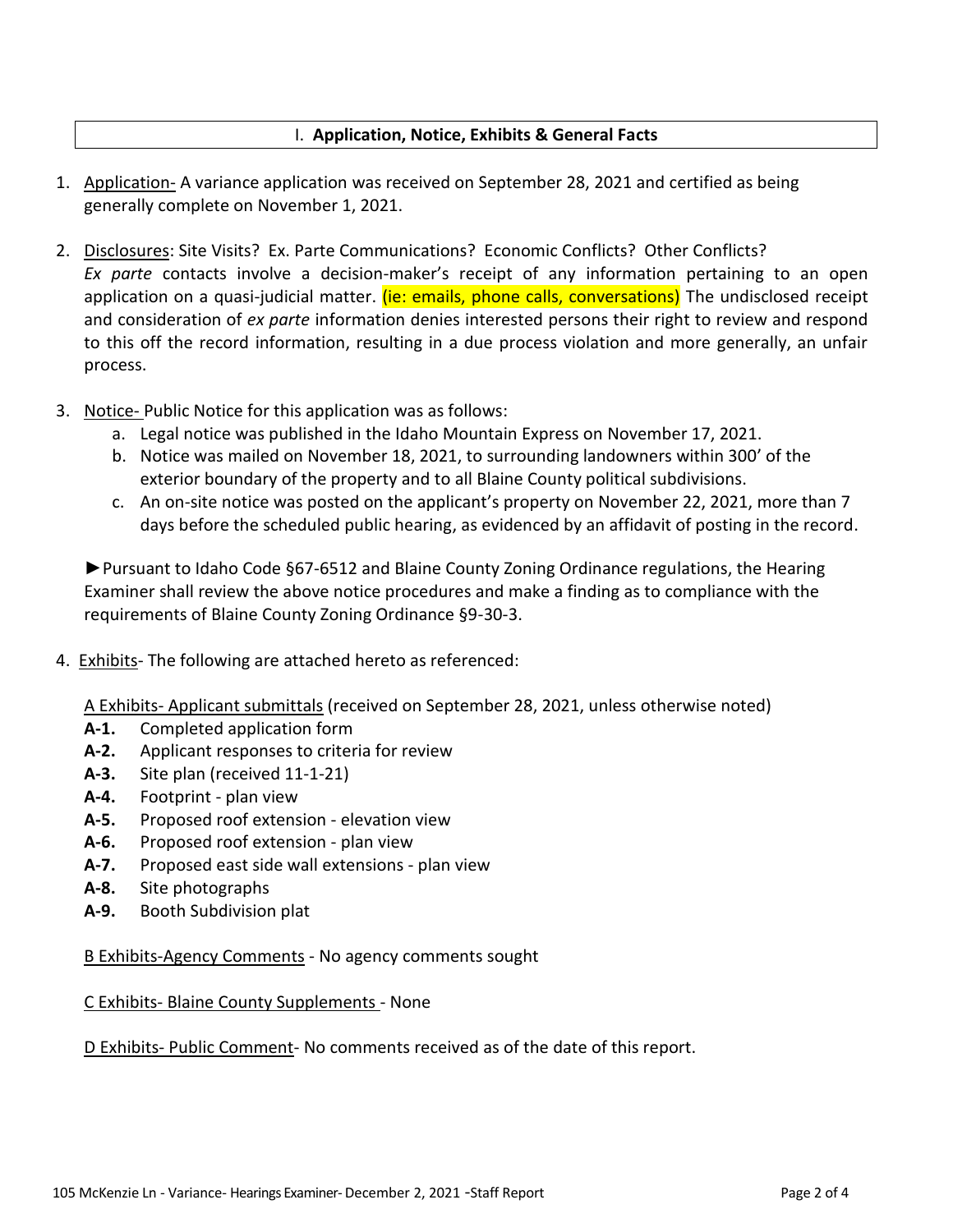## I. **Application, Notice, Exhibits & General Facts**

1. Application- A variance application was received on September 28, 2021 and certified as being generally complete on November 1, 2021.

2. Disclosures: Site Visits? Ex. Parte Communications? Economic Conflicts? Other Conflicts?
   *Ex parte* contacts involve a decision-maker's receipt of any information pertaining to an open application on a quasi-judicial matter. (ie: emails, phone calls, conversations) The undisclosed receipt and consideration of *ex parte* information denies interested persons their right to review and respond to this off the record information, resulting in a due process violation and more generally, an unfair process.

3. Notice- Public Notice for this application was as follows:
   a. Legal notice was published in the Idaho Mountain Express on November 17, 2021.
   b. Notice was mailed on November 18, 2021, to surrounding landowners within 300' of the exterior boundary of the property and to all Blaine County political subdivisions.
   c. An on-site notice was posted on the applicant's property on November 22, 2021, more than 7 days before the scheduled public hearing, as evidenced by an affidavit of posting in the record.

   ►Pursuant to Idaho Code §67-6512 and Blaine County Zoning Ordinance regulations, the Hearing Examiner shall review the above notice procedures and make a finding as to compliance with the requirements of Blaine County Zoning Ordinance §9-30-3.

4. Exhibits- The following are attached hereto as referenced:

   A Exhibits- Applicant submittals (received on September 28, 2021, unless otherwise noted)

   **A-1.** Completed application form
   **A-2.** Applicant responses to criteria for review
   **A-3.** Site plan (received 11-1-21)
   **A-4.** Footprint - plan view
   **A-5.** Proposed roof extension - elevation view
   **A-6.** Proposed roof extension - plan view
   **A-7.** Proposed east side wall extensions - plan view
   **A-8.** Site photographs
   **A-9.** Booth Subdivision plat

   B Exhibits-Agency Comments - No agency comments sought

   C Exhibits- Blaine County Supplements - None

   D Exhibits- Public Comment- No comments received as of the date of this report.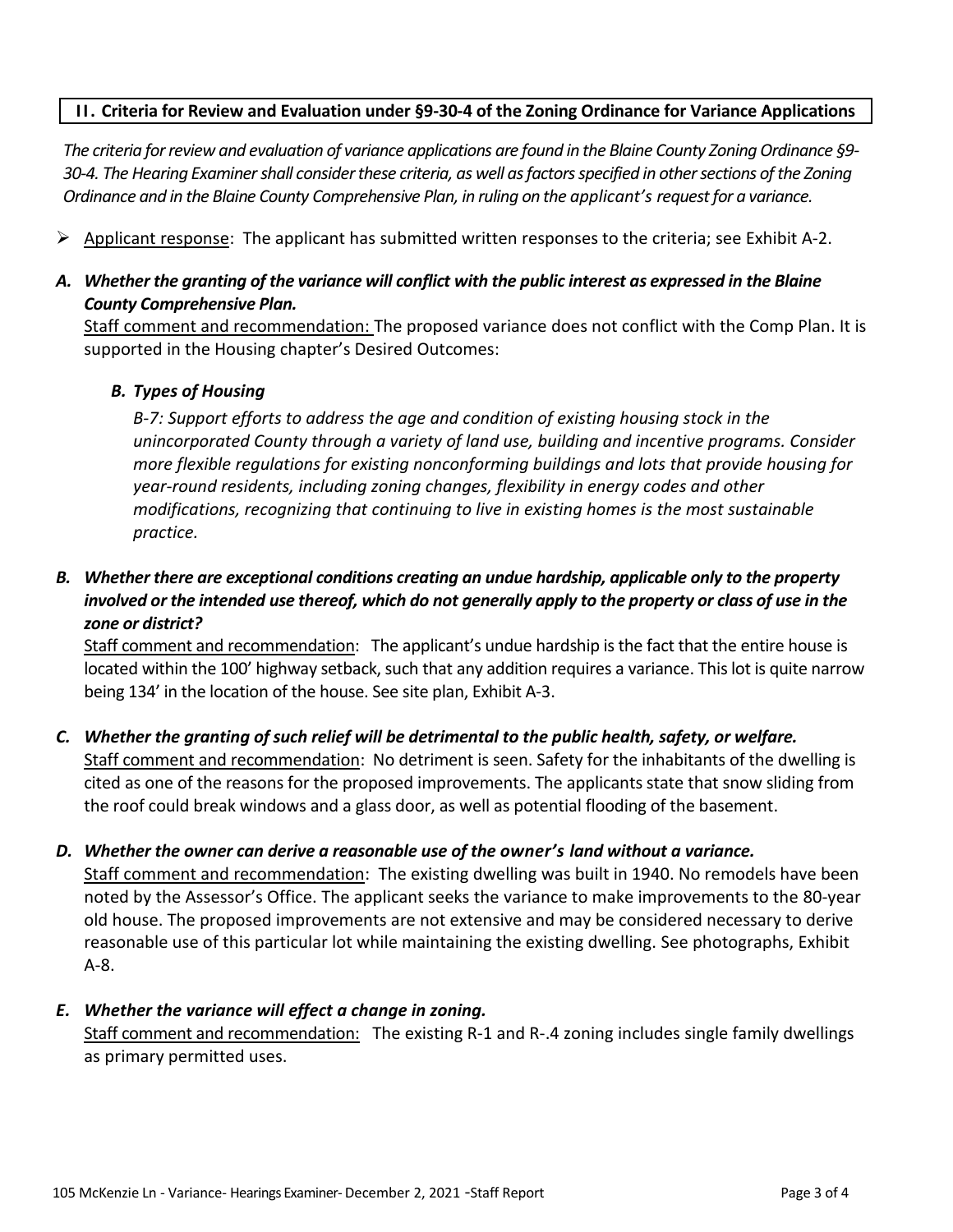**II. Criteria for Review and Evaluation under §9-30-4 of the Zoning Ordinance for Variance Applications**

*The criteria for review and evaluation of variance applications are found in the Blaine County Zoning Ordinance §9-30-4. The Hearing Examiner shall consider these criteria, as well as factors specified in other sections of the Zoning Ordinance and in the Blaine County Comprehensive Plan, in ruling on the applicant's request for a variance.*

- Applicant response: The applicant has submitted written responses to the criteria; see Exhibit A-2.

***A. Whether the granting of the variance will conflict with the public interest as expressed in the Blaine County Comprehensive Plan.***

Staff comment and recommendation: The proposed variance does not conflict with the Comp Plan. It is supported in the Housing chapter's Desired Outcomes:

***B. Types of Housing***

*B-7: Support efforts to address the age and condition of existing housing stock in the unincorporated County through a variety of land use, building and incentive programs. Consider more flexible regulations for existing nonconforming buildings and lots that provide housing for year-round residents, including zoning changes, flexibility in energy codes and other modifications, recognizing that continuing to live in existing homes is the most sustainable practice.*

***B. Whether there are exceptional conditions creating an undue hardship, applicable only to the property involved or the intended use thereof, which do not generally apply to the property or class of use in the zone or district?***

Staff comment and recommendation: The applicant's undue hardship is the fact that the entire house is located within the 100' highway setback, such that any addition requires a variance. This lot is quite narrow being 134' in the location of the house. See site plan, Exhibit A-3.

***C. Whether the granting of such relief will be detrimental to the public health, safety, or welfare.***

Staff comment and recommendation: No detriment is seen. Safety for the inhabitants of the dwelling is cited as one of the reasons for the proposed improvements. The applicants state that snow sliding from the roof could break windows and a glass door, as well as potential flooding of the basement.

***D. Whether the owner can derive a reasonable use of the owner's land without a variance.***

Staff comment and recommendation: The existing dwelling was built in 1940. No remodels have been noted by the Assessor's Office. The applicant seeks the variance to make improvements to the 80-year old house. The proposed improvements are not extensive and may be considered necessary to derive reasonable use of this particular lot while maintaining the existing dwelling. See photographs, Exhibit A-8.

***E. Whether the variance will effect a change in zoning.***

Staff comment and recommendation: The existing R-1 and R-.4 zoning includes single family dwellings as primary permitted uses.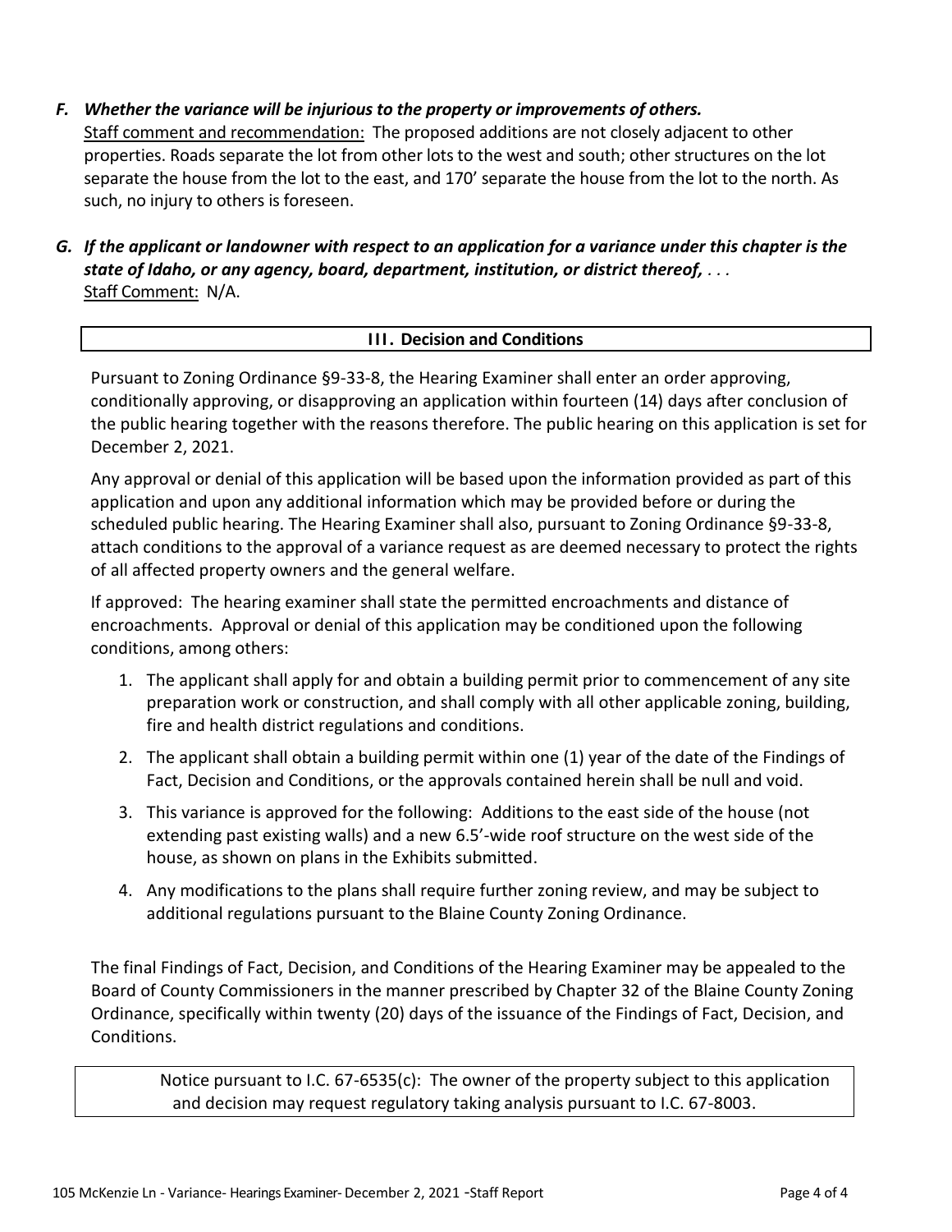***F. Whether the variance will be injurious to the property or improvements of others.***

Staff comment and recommendation: The proposed additions are not closely adjacent to other properties. Roads separate the lot from other lots to the west and south; other structures on the lot separate the house from the lot to the east, and 170' separate the house from the lot to the north. As such, no injury to others is foreseen.

***G. If the applicant or landowner with respect to an application for a variance under this chapter is the state of Idaho, or any agency, board, department, institution, or district thereof, . . .***

Staff Comment: N/A.

## III. Decision and Conditions

Pursuant to Zoning Ordinance §9-33-8, the Hearing Examiner shall enter an order approving, conditionally approving, or disapproving an application within fourteen (14) days after conclusion of the public hearing together with the reasons therefore. The public hearing on this application is set for December 2, 2021.

Any approval or denial of this application will be based upon the information provided as part of this application and upon any additional information which may be provided before or during the scheduled public hearing. The Hearing Examiner shall also, pursuant to Zoning Ordinance §9-33-8, attach conditions to the approval of a variance request as are deemed necessary to protect the rights of all affected property owners and the general welfare.

If approved: The hearing examiner shall state the permitted encroachments and distance of encroachments. Approval or denial of this application may be conditioned upon the following conditions, among others:

1. The applicant shall apply for and obtain a building permit prior to commencement of any site preparation work or construction, and shall comply with all other applicable zoning, building, fire and health district regulations and conditions.
2. The applicant shall obtain a building permit within one (1) year of the date of the Findings of Fact, Decision and Conditions, or the approvals contained herein shall be null and void.
3. This variance is approved for the following: Additions to the east side of the house (not extending past existing walls) and a new 6.5'-wide roof structure on the west side of the house, as shown on plans in the Exhibits submitted.
4. Any modifications to the plans shall require further zoning review, and may be subject to additional regulations pursuant to the Blaine County Zoning Ordinance.

The final Findings of Fact, Decision, and Conditions of the Hearing Examiner may be appealed to the Board of County Commissioners in the manner prescribed by Chapter 32 of the Blaine County Zoning Ordinance, specifically within twenty (20) days of the issuance of the Findings of Fact, Decision, and Conditions.

Notice pursuant to I.C. 67-6535(c): The owner of the property subject to this application and decision may request regulatory taking analysis pursuant to I.C. 67-8003.